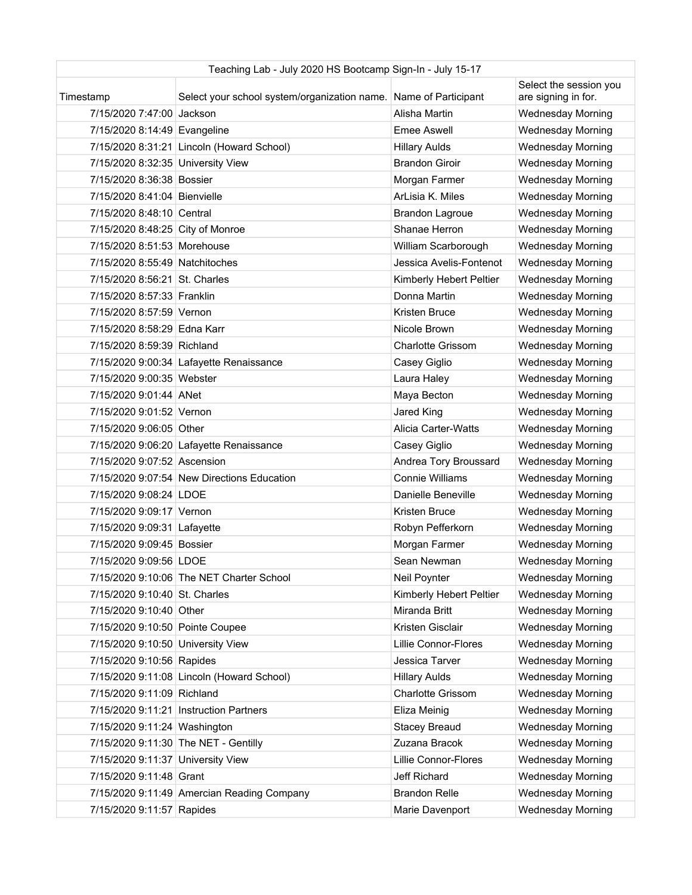| Teaching Lab - July 2020 HS Bootcamp Sign-In - July 15-17 | | | |
|---|---|---|---|
| Timestamp | Select your school system/organization name. | Name of Participant | Select the session you are signing in for. |
| 7/15/2020 7:47:00 | Jackson | Alisha Martin | Wednesday Morning |
| 7/15/2020 8:14:49 | Evangeline | Emee Aswell | Wednesday Morning |
| 7/15/2020 8:31:21 | Lincoln (Howard School) | Hillary Aulds | Wednesday Morning |
| 7/15/2020 8:32:35 | University View | Brandon Giroir | Wednesday Morning |
| 7/15/2020 8:36:38 | Bossier | Morgan Farmer | Wednesday Morning |
| 7/15/2020 8:41:04 | Bienvielle | ArLisia K. Miles | Wednesday Morning |
| 7/15/2020 8:48:10 | Central | Brandon Lagroue | Wednesday Morning |
| 7/15/2020 8:48:25 | City of Monroe | Shanae Herron | Wednesday Morning |
| 7/15/2020 8:51:53 | Morehouse | William Scarborough | Wednesday Morning |
| 7/15/2020 8:55:49 | Natchitoches | Jessica Avelis-Fontenot | Wednesday Morning |
| 7/15/2020 8:56:21 | St. Charles | Kimberly Hebert Peltier | Wednesday Morning |
| 7/15/2020 8:57:33 | Franklin | Donna Martin | Wednesday Morning |
| 7/15/2020 8:57:59 | Vernon | Kristen Bruce | Wednesday Morning |
| 7/15/2020 8:58:29 | Edna Karr | Nicole Brown | Wednesday Morning |
| 7/15/2020 8:59:39 | Richland | Charlotte Grissom | Wednesday Morning |
| 7/15/2020 9:00:34 | Lafayette Renaissance | Casey Giglio | Wednesday Morning |
| 7/15/2020 9:00:35 | Webster | Laura Haley | Wednesday Morning |
| 7/15/2020 9:01:44 | ANet | Maya Becton | Wednesday Morning |
| 7/15/2020 9:01:52 | Vernon | Jared King | Wednesday Morning |
| 7/15/2020 9:06:05 | Other | Alicia Carter-Watts | Wednesday Morning |
| 7/15/2020 9:06:20 | Lafayette Renaissance | Casey Giglio | Wednesday Morning |
| 7/15/2020 9:07:52 | Ascension | Andrea Tory Broussard | Wednesday Morning |
| 7/15/2020 9:07:54 | New Directions Education | Connie Williams | Wednesday Morning |
| 7/15/2020 9:08:24 | LDOE | Danielle Beneville | Wednesday Morning |
| 7/15/2020 9:09:17 | Vernon | Kristen Bruce | Wednesday Morning |
| 7/15/2020 9:09:31 | Lafayette | Robyn Pefferkorn | Wednesday Morning |
| 7/15/2020 9:09:45 | Bossier | Morgan Farmer | Wednesday Morning |
| 7/15/2020 9:09:56 | LDOE | Sean Newman | Wednesday Morning |
| 7/15/2020 9:10:06 | The NET Charter School | Neil Poynter | Wednesday Morning |
| 7/15/2020 9:10:40 | St. Charles | Kimberly Hebert Peltier | Wednesday Morning |
| 7/15/2020 9:10:40 | Other | Miranda Britt | Wednesday Morning |
| 7/15/2020 9:10:50 | Pointe Coupee | Kristen Gisclair | Wednesday Morning |
| 7/15/2020 9:10:50 | University View | Lillie Connor-Flores | Wednesday Morning |
| 7/15/2020 9:10:56 | Rapides | Jessica Tarver | Wednesday Morning |
| 7/15/2020 9:11:08 | Lincoln (Howard School) | Hillary Aulds | Wednesday Morning |
| 7/15/2020 9:11:09 | Richland | Charlotte Grissom | Wednesday Morning |
| 7/15/2020 9:11:21 | Instruction Partners | Eliza Meinig | Wednesday Morning |
| 7/15/2020 9:11:24 | Washington | Stacey Breaud | Wednesday Morning |
| 7/15/2020 9:11:30 | The NET - Gentilly | Zuzana Bracok | Wednesday Morning |
| 7/15/2020 9:11:37 | University View | Lillie Connor-Flores | Wednesday Morning |
| 7/15/2020 9:11:48 | Grant | Jeff Richard | Wednesday Morning |
| 7/15/2020 9:11:49 | Amercian Reading Company | Brandon Relle | Wednesday Morning |
| 7/15/2020 9:11:57 | Rapides | Marie Davenport | Wednesday Morning |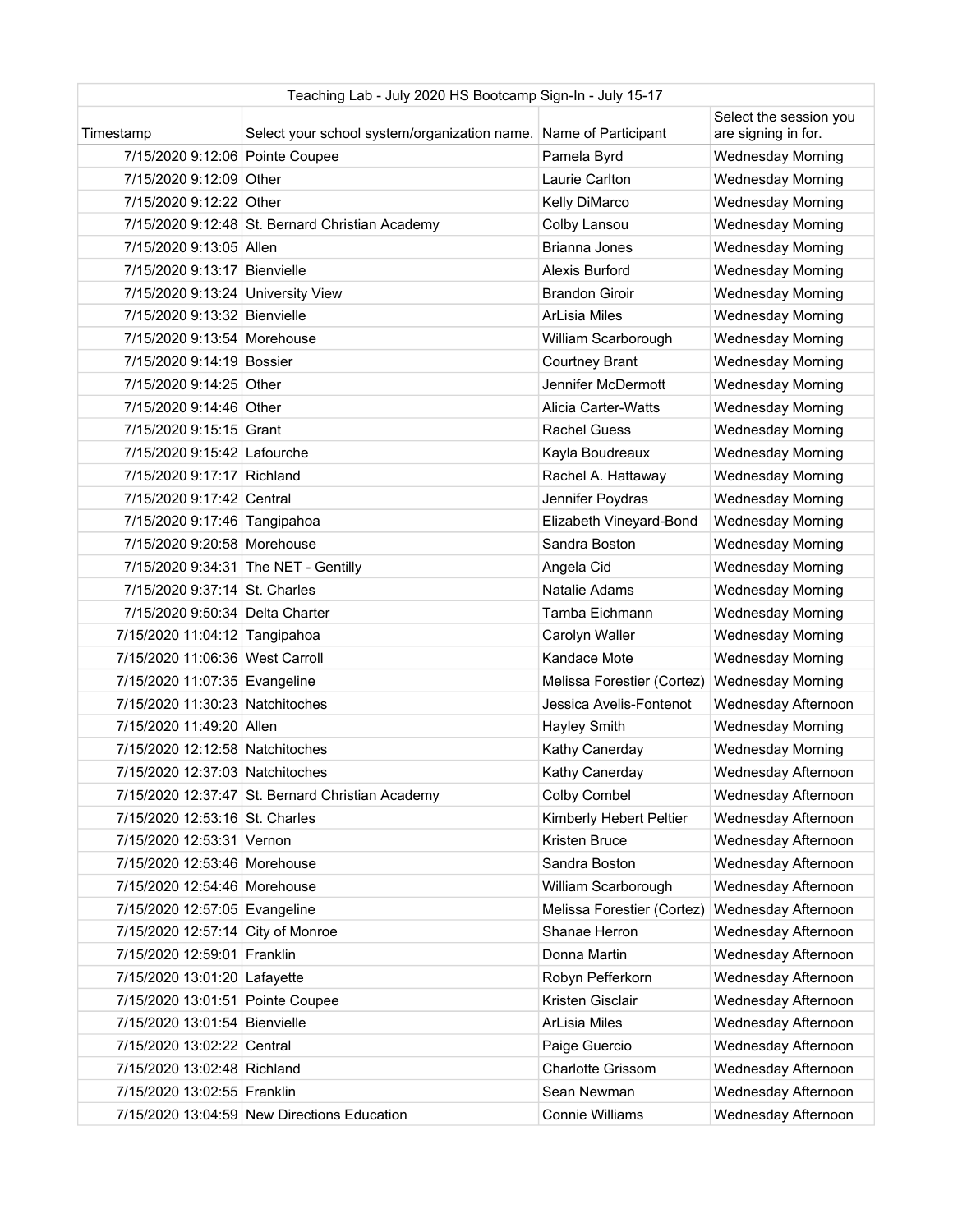| Teaching Lab - July 2020 HS Bootcamp Sign-In - July 15-17 | | | |
|---|---|---|---|
| Timestamp | Select your school system/organization name. | Name of Participant | Select the session you are signing in for. |
| 7/15/2020 9:12:06 | Pointe Coupee | Pamela Byrd | Wednesday Morning |
| 7/15/2020 9:12:09 | Other | Laurie Carlton | Wednesday Morning |
| 7/15/2020 9:12:22 | Other | Kelly DiMarco | Wednesday Morning |
| 7/15/2020 9:12:48 | St. Bernard Christian Academy | Colby Lansou | Wednesday Morning |
| 7/15/2020 9:13:05 | Allen | Brianna Jones | Wednesday Morning |
| 7/15/2020 9:13:17 | Bienvielle | Alexis Burford | Wednesday Morning |
| 7/15/2020 9:13:24 | University View | Brandon Giroir | Wednesday Morning |
| 7/15/2020 9:13:32 | Bienvielle | ArLisia Miles | Wednesday Morning |
| 7/15/2020 9:13:54 | Morehouse | William Scarborough | Wednesday Morning |
| 7/15/2020 9:14:19 | Bossier | Courtney Brant | Wednesday Morning |
| 7/15/2020 9:14:25 | Other | Jennifer McDermott | Wednesday Morning |
| 7/15/2020 9:14:46 | Other | Alicia Carter-Watts | Wednesday Morning |
| 7/15/2020 9:15:15 | Grant | Rachel Guess | Wednesday Morning |
| 7/15/2020 9:15:42 | Lafourche | Kayla Boudreaux | Wednesday Morning |
| 7/15/2020 9:17:17 | Richland | Rachel A. Hattaway | Wednesday Morning |
| 7/15/2020 9:17:42 | Central | Jennifer Poydras | Wednesday Morning |
| 7/15/2020 9:17:46 | Tangipahoa | Elizabeth Vineyard-Bond | Wednesday Morning |
| 7/15/2020 9:20:58 | Morehouse | Sandra Boston | Wednesday Morning |
| 7/15/2020 9:34:31 | The NET - Gentilly | Angela Cid | Wednesday Morning |
| 7/15/2020 9:37:14 | St. Charles | Natalie Adams | Wednesday Morning |
| 7/15/2020 9:50:34 | Delta Charter | Tamba Eichmann | Wednesday Morning |
| 7/15/2020 11:04:12 | Tangipahoa | Carolyn Waller | Wednesday Morning |
| 7/15/2020 11:06:36 | West Carroll | Kandace Mote | Wednesday Morning |
| 7/15/2020 11:07:35 | Evangeline | Melissa Forestier (Cortez) | Wednesday Morning |
| 7/15/2020 11:30:23 | Natchitoches | Jessica Avelis-Fontenot | Wednesday Afternoon |
| 7/15/2020 11:49:20 | Allen | Hayley Smith | Wednesday Morning |
| 7/15/2020 12:12:58 | Natchitoches | Kathy Canerday | Wednesday Morning |
| 7/15/2020 12:37:03 | Natchitoches | Kathy Canerday | Wednesday Afternoon |
| 7/15/2020 12:37:47 | St. Bernard Christian Academy | Colby Combel | Wednesday Afternoon |
| 7/15/2020 12:53:16 | St. Charles | Kimberly Hebert Peltier | Wednesday Afternoon |
| 7/15/2020 12:53:31 | Vernon | Kristen Bruce | Wednesday Afternoon |
| 7/15/2020 12:53:46 | Morehouse | Sandra Boston | Wednesday Afternoon |
| 7/15/2020 12:54:46 | Morehouse | William Scarborough | Wednesday Afternoon |
| 7/15/2020 12:57:05 | Evangeline | Melissa Forestier (Cortez) | Wednesday Afternoon |
| 7/15/2020 12:57:14 | City of Monroe | Shanae Herron | Wednesday Afternoon |
| 7/15/2020 12:59:01 | Franklin | Donna Martin | Wednesday Afternoon |
| 7/15/2020 13:01:20 | Lafayette | Robyn Pefferkorn | Wednesday Afternoon |
| 7/15/2020 13:01:51 | Pointe Coupee | Kristen Gisclair | Wednesday Afternoon |
| 7/15/2020 13:01:54 | Bienvielle | ArLisia Miles | Wednesday Afternoon |
| 7/15/2020 13:02:22 | Central | Paige Guercio | Wednesday Afternoon |
| 7/15/2020 13:02:48 | Richland | Charlotte Grissom | Wednesday Afternoon |
| 7/15/2020 13:02:55 | Franklin | Sean Newman | Wednesday Afternoon |
| 7/15/2020 13:04:59 | New Directions Education | Connie Williams | Wednesday Afternoon |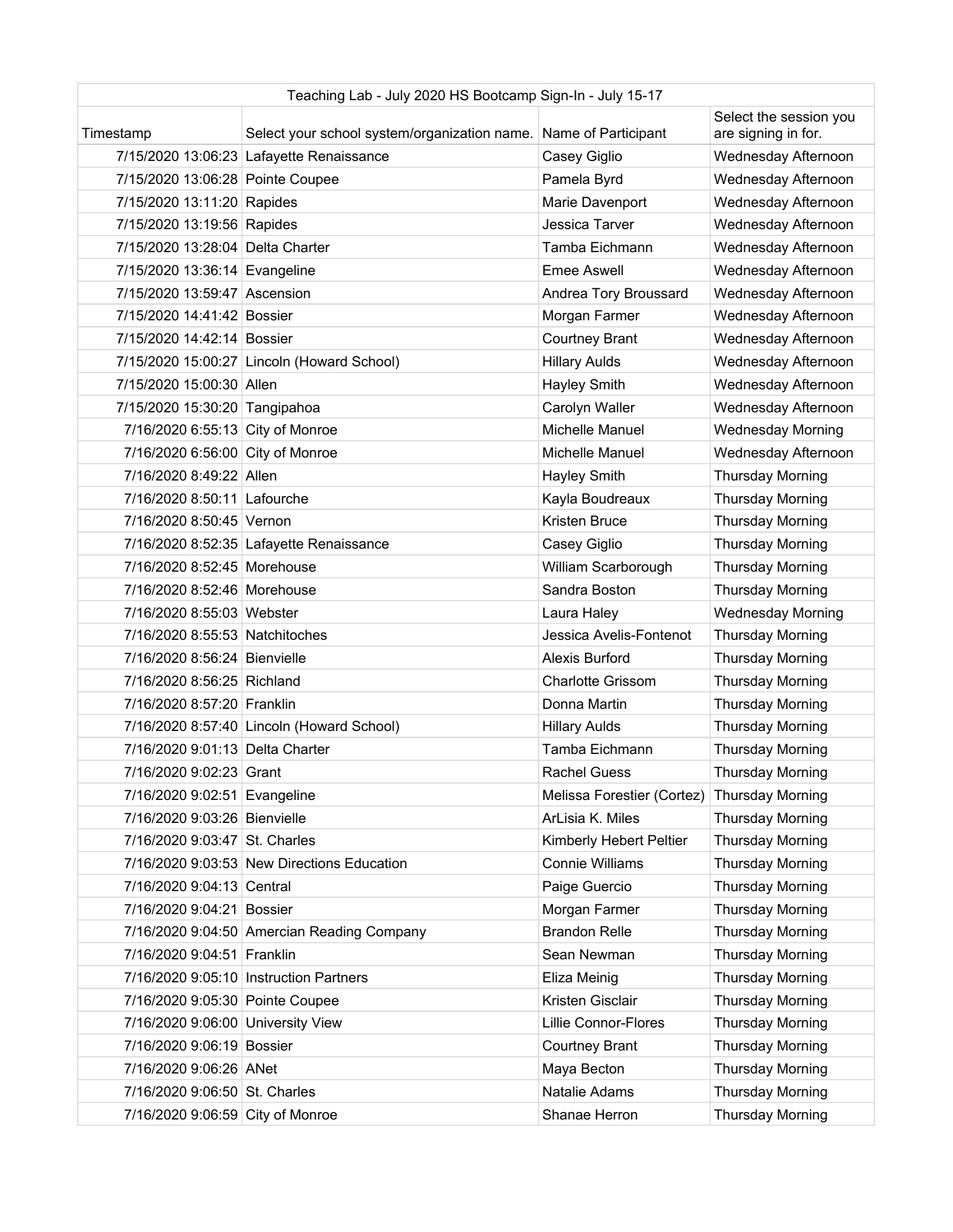| Teaching Lab - July 2020 HS Bootcamp Sign-In - July 15-17 | | | |
|---|---|---|---|
| Timestamp | Select your school system/organization name. | Name of Participant | Select the session you are signing in for. |
| 7/15/2020 13:06:23 | Lafayette Renaissance | Casey Giglio | Wednesday Afternoon |
| 7/15/2020 13:06:28 | Pointe Coupee | Pamela Byrd | Wednesday Afternoon |
| 7/15/2020 13:11:20 | Rapides | Marie Davenport | Wednesday Afternoon |
| 7/15/2020 13:19:56 | Rapides | Jessica Tarver | Wednesday Afternoon |
| 7/15/2020 13:28:04 | Delta Charter | Tamba Eichmann | Wednesday Afternoon |
| 7/15/2020 13:36:14 | Evangeline | Emee Aswell | Wednesday Afternoon |
| 7/15/2020 13:59:47 | Ascension | Andrea Tory Broussard | Wednesday Afternoon |
| 7/15/2020 14:41:42 | Bossier | Morgan Farmer | Wednesday Afternoon |
| 7/15/2020 14:42:14 | Bossier | Courtney Brant | Wednesday Afternoon |
| 7/15/2020 15:00:27 | Lincoln (Howard School) | Hillary Aulds | Wednesday Afternoon |
| 7/15/2020 15:00:30 | Allen | Hayley Smith | Wednesday Afternoon |
| 7/15/2020 15:30:20 | Tangipahoa | Carolyn Waller | Wednesday Afternoon |
| 7/16/2020 6:55:13 | City of Monroe | Michelle Manuel | Wednesday Morning |
| 7/16/2020 6:56:00 | City of Monroe | Michelle Manuel | Wednesday Afternoon |
| 7/16/2020 8:49:22 | Allen | Hayley Smith | Thursday Morning |
| 7/16/2020 8:50:11 | Lafourche | Kayla Boudreaux | Thursday Morning |
| 7/16/2020 8:50:45 | Vernon | Kristen Bruce | Thursday Morning |
| 7/16/2020 8:52:35 | Lafayette Renaissance | Casey Giglio | Thursday Morning |
| 7/16/2020 8:52:45 | Morehouse | William Scarborough | Thursday Morning |
| 7/16/2020 8:52:46 | Morehouse | Sandra Boston | Thursday Morning |
| 7/16/2020 8:55:03 | Webster | Laura Haley | Wednesday Morning |
| 7/16/2020 8:55:53 | Natchitoches | Jessica Avelis-Fontenot | Thursday Morning |
| 7/16/2020 8:56:24 | Bienvielle | Alexis Burford | Thursday Morning |
| 7/16/2020 8:56:25 | Richland | Charlotte Grissom | Thursday Morning |
| 7/16/2020 8:57:20 | Franklin | Donna Martin | Thursday Morning |
| 7/16/2020 8:57:40 | Lincoln (Howard School) | Hillary Aulds | Thursday Morning |
| 7/16/2020 9:01:13 | Delta Charter | Tamba Eichmann | Thursday Morning |
| 7/16/2020 9:02:23 | Grant | Rachel Guess | Thursday Morning |
| 7/16/2020 9:02:51 | Evangeline | Melissa Forestier (Cortez) | Thursday Morning |
| 7/16/2020 9:03:26 | Bienvielle | ArLisia K. Miles | Thursday Morning |
| 7/16/2020 9:03:47 | St. Charles | Kimberly Hebert Peltier | Thursday Morning |
| 7/16/2020 9:03:53 | New Directions Education | Connie Williams | Thursday Morning |
| 7/16/2020 9:04:13 | Central | Paige Guercio | Thursday Morning |
| 7/16/2020 9:04:21 | Bossier | Morgan Farmer | Thursday Morning |
| 7/16/2020 9:04:50 | Amercian Reading Company | Brandon Relle | Thursday Morning |
| 7/16/2020 9:04:51 | Franklin | Sean Newman | Thursday Morning |
| 7/16/2020 9:05:10 | Instruction Partners | Eliza Meinig | Thursday Morning |
| 7/16/2020 9:05:30 | Pointe Coupee | Kristen Gisclair | Thursday Morning |
| 7/16/2020 9:06:00 | University View | Lillie Connor-Flores | Thursday Morning |
| 7/16/2020 9:06:19 | Bossier | Courtney Brant | Thursday Morning |
| 7/16/2020 9:06:26 | ANet | Maya Becton | Thursday Morning |
| 7/16/2020 9:06:50 | St. Charles | Natalie Adams | Thursday Morning |
| 7/16/2020 9:06:59 | City of Monroe | Shanae Herron | Thursday Morning |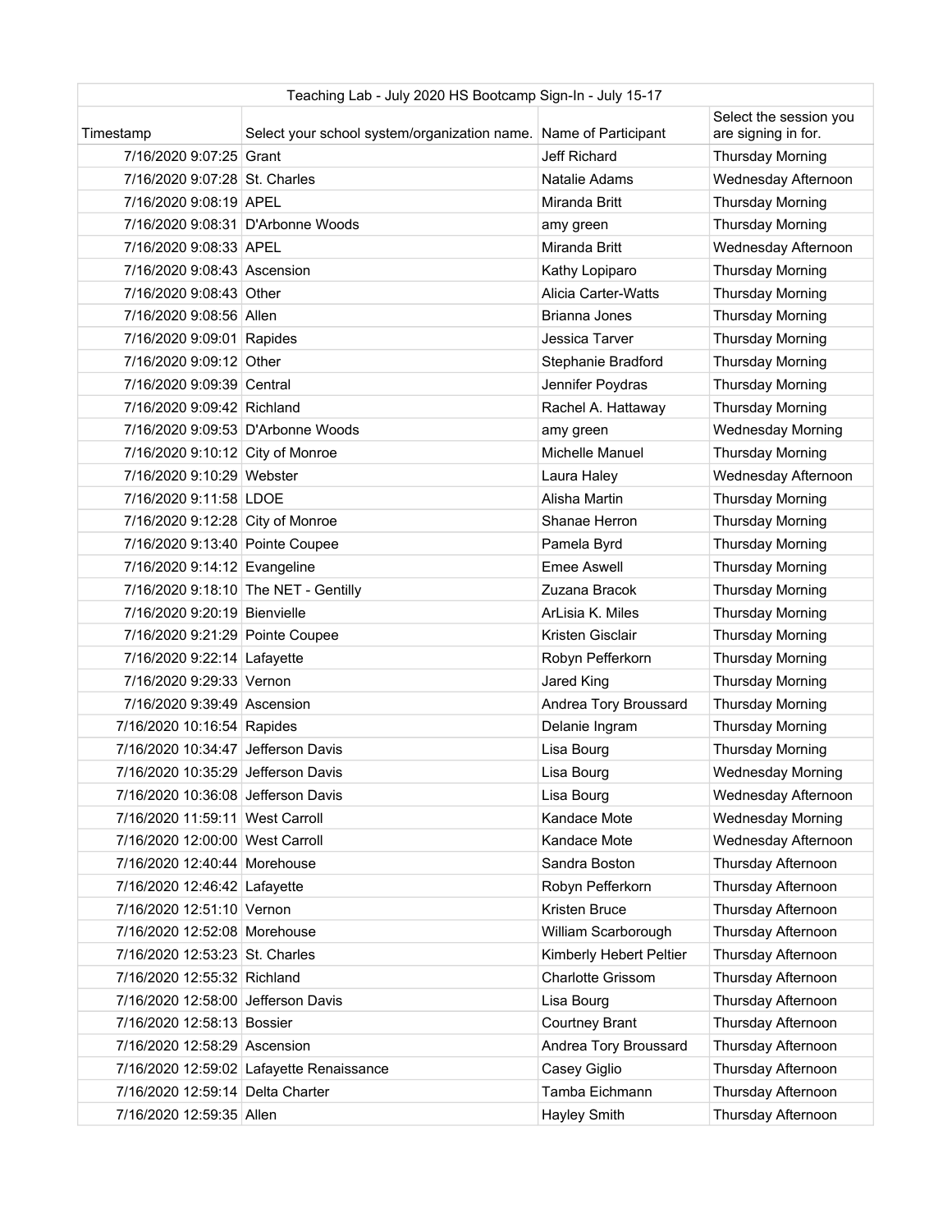| Teaching Lab - July 2020 HS Bootcamp Sign-In - July 15-17 | | | |
|---|---|---|---|
| Timestamp | Select your school system/organization name. | Name of Participant | Select the session you are signing in for. |
| 7/16/2020 9:07:25 | Grant | Jeff Richard | Thursday Morning |
| 7/16/2020 9:07:28 | St. Charles | Natalie Adams | Wednesday Afternoon |
| 7/16/2020 9:08:19 | APEL | Miranda Britt | Thursday Morning |
| 7/16/2020 9:08:31 | D'Arbonne Woods | amy green | Thursday Morning |
| 7/16/2020 9:08:33 | APEL | Miranda Britt | Wednesday Afternoon |
| 7/16/2020 9:08:43 | Ascension | Kathy Lopiparo | Thursday Morning |
| 7/16/2020 9:08:43 | Other | Alicia Carter-Watts | Thursday Morning |
| 7/16/2020 9:08:56 | Allen | Brianna Jones | Thursday Morning |
| 7/16/2020 9:09:01 | Rapides | Jessica Tarver | Thursday Morning |
| 7/16/2020 9:09:12 | Other | Stephanie Bradford | Thursday Morning |
| 7/16/2020 9:09:39 | Central | Jennifer Poydras | Thursday Morning |
| 7/16/2020 9:09:42 | Richland | Rachel A. Hattaway | Thursday Morning |
| 7/16/2020 9:09:53 | D'Arbonne Woods | amy green | Wednesday Morning |
| 7/16/2020 9:10:12 | City of Monroe | Michelle Manuel | Thursday Morning |
| 7/16/2020 9:10:29 | Webster | Laura Haley | Wednesday Afternoon |
| 7/16/2020 9:11:58 | LDOE | Alisha Martin | Thursday Morning |
| 7/16/2020 9:12:28 | City of Monroe | Shanae Herron | Thursday Morning |
| 7/16/2020 9:13:40 | Pointe Coupee | Pamela Byrd | Thursday Morning |
| 7/16/2020 9:14:12 | Evangeline | Emee Aswell | Thursday Morning |
| 7/16/2020 9:18:10 | The NET - Gentilly | Zuzana Bracok | Thursday Morning |
| 7/16/2020 9:20:19 | Bienvielle | ArLisia K. Miles | Thursday Morning |
| 7/16/2020 9:21:29 | Pointe Coupee | Kristen Gisclair | Thursday Morning |
| 7/16/2020 9:22:14 | Lafayette | Robyn Pefferkorn | Thursday Morning |
| 7/16/2020 9:29:33 | Vernon | Jared King | Thursday Morning |
| 7/16/2020 9:39:49 | Ascension | Andrea Tory Broussard | Thursday Morning |
| 7/16/2020 10:16:54 | Rapides | Delanie Ingram | Thursday Morning |
| 7/16/2020 10:34:47 | Jefferson Davis | Lisa Bourg | Thursday Morning |
| 7/16/2020 10:35:29 | Jefferson Davis | Lisa Bourg | Wednesday Morning |
| 7/16/2020 10:36:08 | Jefferson Davis | Lisa Bourg | Wednesday Afternoon |
| 7/16/2020 11:59:11 | West Carroll | Kandace Mote | Wednesday Morning |
| 7/16/2020 12:00:00 | West Carroll | Kandace Mote | Wednesday Afternoon |
| 7/16/2020 12:40:44 | Morehouse | Sandra Boston | Thursday Afternoon |
| 7/16/2020 12:46:42 | Lafayette | Robyn Pefferkorn | Thursday Afternoon |
| 7/16/2020 12:51:10 | Vernon | Kristen Bruce | Thursday Afternoon |
| 7/16/2020 12:52:08 | Morehouse | William Scarborough | Thursday Afternoon |
| 7/16/2020 12:53:23 | St. Charles | Kimberly Hebert Peltier | Thursday Afternoon |
| 7/16/2020 12:55:32 | Richland | Charlotte Grissom | Thursday Afternoon |
| 7/16/2020 12:58:00 | Jefferson Davis | Lisa Bourg | Thursday Afternoon |
| 7/16/2020 12:58:13 | Bossier | Courtney Brant | Thursday Afternoon |
| 7/16/2020 12:58:29 | Ascension | Andrea Tory Broussard | Thursday Afternoon |
| 7/16/2020 12:59:02 | Lafayette Renaissance | Casey Giglio | Thursday Afternoon |
| 7/16/2020 12:59:14 | Delta Charter | Tamba Eichmann | Thursday Afternoon |
| 7/16/2020 12:59:35 | Allen | Hayley Smith | Thursday Afternoon |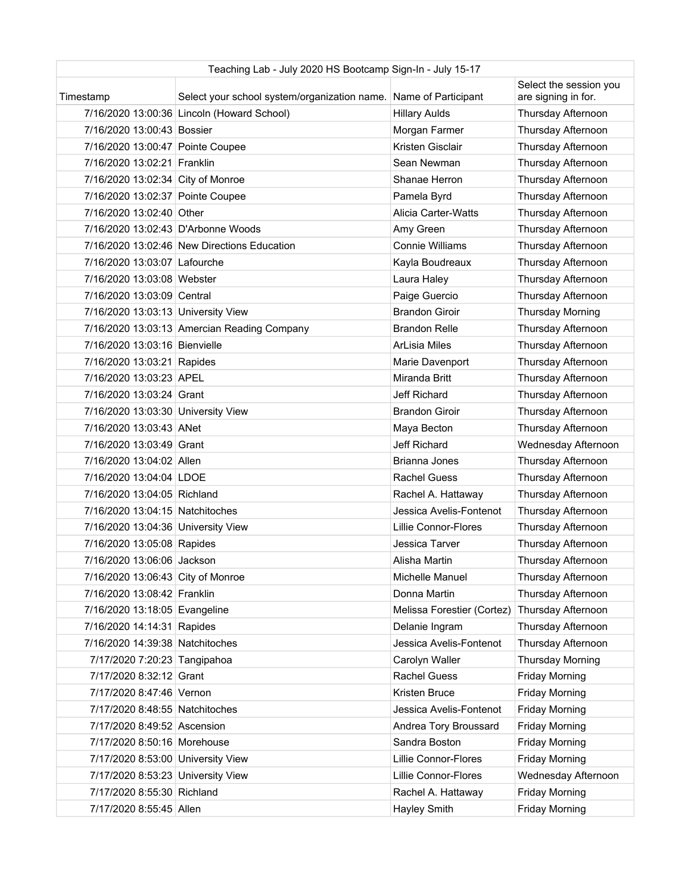| Teaching Lab - July 2020 HS Bootcamp Sign-In - July 15-17 | | | |
|---|---|---|---|
| Timestamp | Select your school system/organization name. | Name of Participant | Select the session you are signing in for. |
| 7/16/2020 13:00:36 | Lincoln (Howard School) | Hillary Aulds | Thursday Afternoon |
| 7/16/2020 13:00:43 | Bossier | Morgan Farmer | Thursday Afternoon |
| 7/16/2020 13:00:47 | Pointe Coupee | Kristen Gisclair | Thursday Afternoon |
| 7/16/2020 13:02:21 | Franklin | Sean Newman | Thursday Afternoon |
| 7/16/2020 13:02:34 | City of Monroe | Shanae Herron | Thursday Afternoon |
| 7/16/2020 13:02:37 | Pointe Coupee | Pamela Byrd | Thursday Afternoon |
| 7/16/2020 13:02:40 | Other | Alicia Carter-Watts | Thursday Afternoon |
| 7/16/2020 13:02:43 | D'Arbonne Woods | Amy Green | Thursday Afternoon |
| 7/16/2020 13:02:46 | New Directions Education | Connie Williams | Thursday Afternoon |
| 7/16/2020 13:03:07 | Lafourche | Kayla Boudreaux | Thursday Afternoon |
| 7/16/2020 13:03:08 | Webster | Laura Haley | Thursday Afternoon |
| 7/16/2020 13:03:09 | Central | Paige Guercio | Thursday Afternoon |
| 7/16/2020 13:03:13 | University View | Brandon Giroir | Thursday Morning |
| 7/16/2020 13:03:13 | Amercian Reading Company | Brandon Relle | Thursday Afternoon |
| 7/16/2020 13:03:16 | Bienvielle | ArLisia Miles | Thursday Afternoon |
| 7/16/2020 13:03:21 | Rapides | Marie Davenport | Thursday Afternoon |
| 7/16/2020 13:03:23 | APEL | Miranda Britt | Thursday Afternoon |
| 7/16/2020 13:03:24 | Grant | Jeff Richard | Thursday Afternoon |
| 7/16/2020 13:03:30 | University View | Brandon Giroir | Thursday Afternoon |
| 7/16/2020 13:03:43 | ANet | Maya Becton | Thursday Afternoon |
| 7/16/2020 13:03:49 | Grant | Jeff Richard | Wednesday Afternoon |
| 7/16/2020 13:04:02 | Allen | Brianna Jones | Thursday Afternoon |
| 7/16/2020 13:04:04 | LDOE | Rachel Guess | Thursday Afternoon |
| 7/16/2020 13:04:05 | Richland | Rachel A. Hattaway | Thursday Afternoon |
| 7/16/2020 13:04:15 | Natchitoches | Jessica Avelis-Fontenot | Thursday Afternoon |
| 7/16/2020 13:04:36 | University View | Lillie Connor-Flores | Thursday Afternoon |
| 7/16/2020 13:05:08 | Rapides | Jessica Tarver | Thursday Afternoon |
| 7/16/2020 13:06:06 | Jackson | Alisha Martin | Thursday Afternoon |
| 7/16/2020 13:06:43 | City of Monroe | Michelle Manuel | Thursday Afternoon |
| 7/16/2020 13:08:42 | Franklin | Donna Martin | Thursday Afternoon |
| 7/16/2020 13:18:05 | Evangeline | Melissa Forestier (Cortez) | Thursday Afternoon |
| 7/16/2020 14:14:31 | Rapides | Delanie Ingram | Thursday Afternoon |
| 7/16/2020 14:39:38 | Natchitoches | Jessica Avelis-Fontenot | Thursday Afternoon |
| 7/17/2020 7:20:23 | Tangipahoa | Carolyn Waller | Thursday Morning |
| 7/17/2020 8:32:12 | Grant | Rachel Guess | Friday Morning |
| 7/17/2020 8:47:46 | Vernon | Kristen Bruce | Friday Morning |
| 7/17/2020 8:48:55 | Natchitoches | Jessica Avelis-Fontenot | Friday Morning |
| 7/17/2020 8:49:52 | Ascension | Andrea Tory Broussard | Friday Morning |
| 7/17/2020 8:50:16 | Morehouse | Sandra Boston | Friday Morning |
| 7/17/2020 8:53:00 | University View | Lillie Connor-Flores | Friday Morning |
| 7/17/2020 8:53:23 | University View | Lillie Connor-Flores | Wednesday Afternoon |
| 7/17/2020 8:55:30 | Richland | Rachel A. Hattaway | Friday Morning |
| 7/17/2020 8:55:45 | Allen | Hayley Smith | Friday Morning |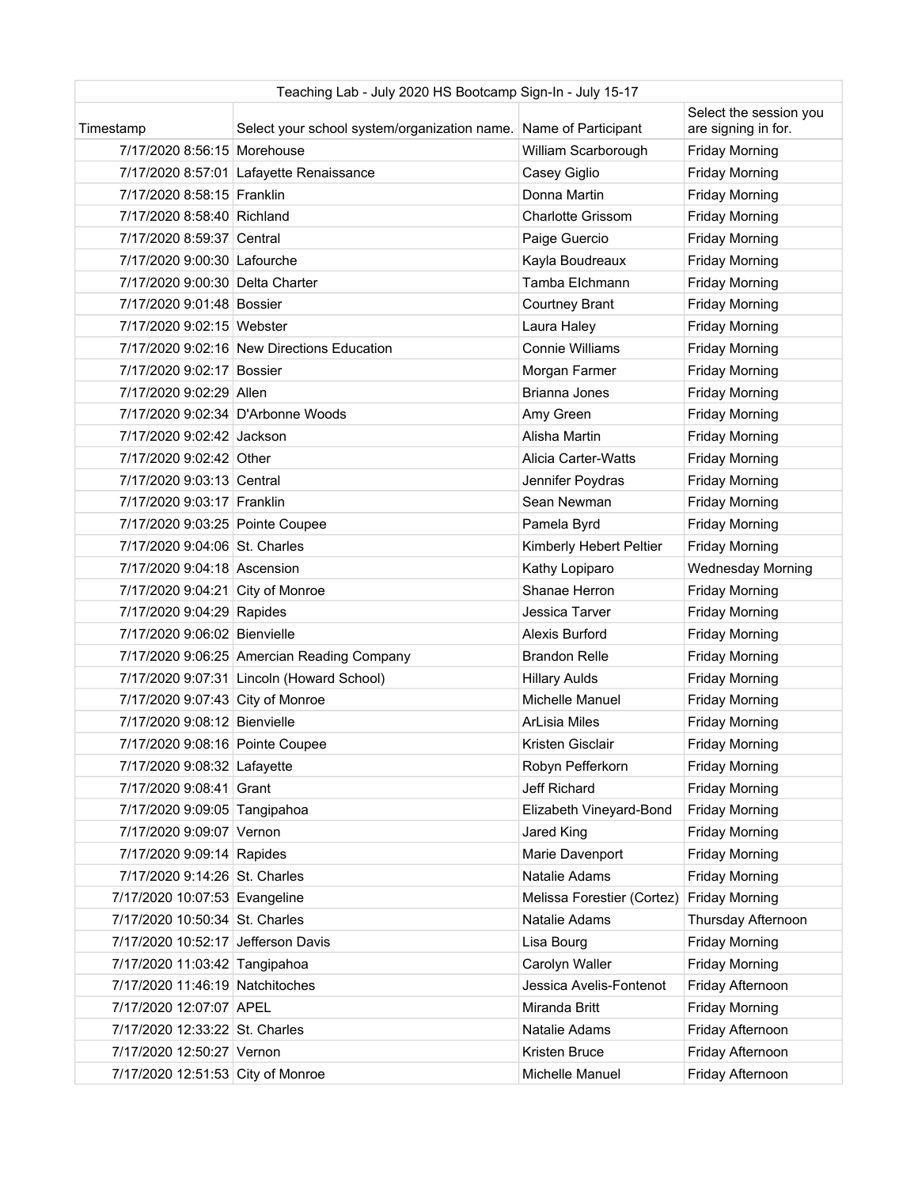| Teaching Lab - July 2020 HS Bootcamp Sign-In - July 15-17 | | | |
|---|---|---|---|
| Timestamp | Select your school system/organization name. | Name of Participant | Select the session you are signing in for. |
| 7/17/2020 8:56:15 | Morehouse | William Scarborough | Friday Morning |
| 7/17/2020 8:57:01 | Lafayette Renaissance | Casey Giglio | Friday Morning |
| 7/17/2020 8:58:15 | Franklin | Donna Martin | Friday Morning |
| 7/17/2020 8:58:40 | Richland | Charlotte Grissom | Friday Morning |
| 7/17/2020 8:59:37 | Central | Paige Guercio | Friday Morning |
| 7/17/2020 9:00:30 | Lafourche | Kayla Boudreaux | Friday Morning |
| 7/17/2020 9:00:30 | Delta Charter | Tamba Elchmann | Friday Morning |
| 7/17/2020 9:01:48 | Bossier | Courtney Brant | Friday Morning |
| 7/17/2020 9:02:15 | Webster | Laura Haley | Friday Morning |
| 7/17/2020 9:02:16 | New Directions Education | Connie Williams | Friday Morning |
| 7/17/2020 9:02:17 | Bossier | Morgan Farmer | Friday Morning |
| 7/17/2020 9:02:29 | Allen | Brianna Jones | Friday Morning |
| 7/17/2020 9:02:34 | D'Arbonne Woods | Amy Green | Friday Morning |
| 7/17/2020 9:02:42 | Jackson | Alisha Martin | Friday Morning |
| 7/17/2020 9:02:42 | Other | Alicia Carter-Watts | Friday Morning |
| 7/17/2020 9:03:13 | Central | Jennifer Poydras | Friday Morning |
| 7/17/2020 9:03:17 | Franklin | Sean Newman | Friday Morning |
| 7/17/2020 9:03:25 | Pointe Coupee | Pamela Byrd | Friday Morning |
| 7/17/2020 9:04:06 | St. Charles | Kimberly Hebert Peltier | Friday Morning |
| 7/17/2020 9:04:18 | Ascension | Kathy Lopiparo | Wednesday Morning |
| 7/17/2020 9:04:21 | City of Monroe | Shanae Herron | Friday Morning |
| 7/17/2020 9:04:29 | Rapides | Jessica Tarver | Friday Morning |
| 7/17/2020 9:06:02 | Bienvielle | Alexis Burford | Friday Morning |
| 7/17/2020 9:06:25 | Amercian Reading Company | Brandon Relle | Friday Morning |
| 7/17/2020 9:07:31 | Lincoln (Howard School) | Hillary Aulds | Friday Morning |
| 7/17/2020 9:07:43 | City of Monroe | Michelle Manuel | Friday Morning |
| 7/17/2020 9:08:12 | Bienvielle | ArLisia Miles | Friday Morning |
| 7/17/2020 9:08:16 | Pointe Coupee | Kristen Gisclair | Friday Morning |
| 7/17/2020 9:08:32 | Lafayette | Robyn Pefferkorn | Friday Morning |
| 7/17/2020 9:08:41 | Grant | Jeff Richard | Friday Morning |
| 7/17/2020 9:09:05 | Tangipahoa | Elizabeth Vineyard-Bond | Friday Morning |
| 7/17/2020 9:09:07 | Vernon | Jared King | Friday Morning |
| 7/17/2020 9:09:14 | Rapides | Marie Davenport | Friday Morning |
| 7/17/2020 9:14:26 | St. Charles | Natalie Adams | Friday Morning |
| 7/17/2020 10:07:53 | Evangeline | Melissa Forestier (Cortez) | Friday Morning |
| 7/17/2020 10:50:34 | St. Charles | Natalie Adams | Thursday Afternoon |
| 7/17/2020 10:52:17 | Jefferson Davis | Lisa Bourg | Friday Morning |
| 7/17/2020 11:03:42 | Tangipahoa | Carolyn Waller | Friday Morning |
| 7/17/2020 11:46:19 | Natchitoches | Jessica Avelis-Fontenot | Friday Afternoon |
| 7/17/2020 12:07:07 | APEL | Miranda Britt | Friday Morning |
| 7/17/2020 12:33:22 | St. Charles | Natalie Adams | Friday Afternoon |
| 7/17/2020 12:50:27 | Vernon | Kristen Bruce | Friday Afternoon |
| 7/17/2020 12:51:53 | City of Monroe | Michelle Manuel | Friday Afternoon |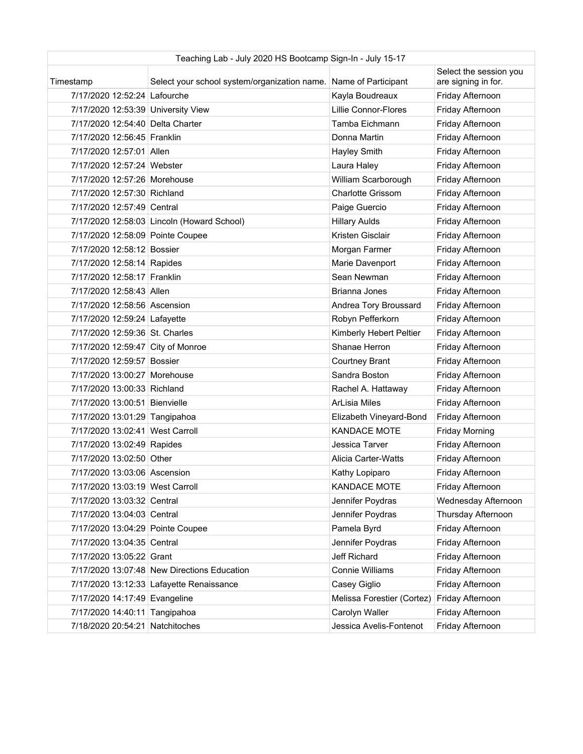| Teaching Lab - July 2020 HS Bootcamp Sign-In - July 15-17 | | | |
|---|---|---|---|
| Timestamp | Select your school system/organization name. | Name of Participant | Select the session you are signing in for. |
| 7/17/2020 12:52:24 | Lafourche | Kayla Boudreaux | Friday Afternoon |
| 7/17/2020 12:53:39 | University View | Lillie Connor-Flores | Friday Afternoon |
| 7/17/2020 12:54:40 | Delta Charter | Tamba Eichmann | Friday Afternoon |
| 7/17/2020 12:56:45 | Franklin | Donna Martin | Friday Afternoon |
| 7/17/2020 12:57:01 | Allen | Hayley Smith | Friday Afternoon |
| 7/17/2020 12:57:24 | Webster | Laura Haley | Friday Afternoon |
| 7/17/2020 12:57:26 | Morehouse | William Scarborough | Friday Afternoon |
| 7/17/2020 12:57:30 | Richland | Charlotte Grissom | Friday Afternoon |
| 7/17/2020 12:57:49 | Central | Paige Guercio | Friday Afternoon |
| 7/17/2020 12:58:03 | Lincoln (Howard School) | Hillary Aulds | Friday Afternoon |
| 7/17/2020 12:58:09 | Pointe Coupee | Kristen Gisclair | Friday Afternoon |
| 7/17/2020 12:58:12 | Bossier | Morgan Farmer | Friday Afternoon |
| 7/17/2020 12:58:14 | Rapides | Marie Davenport | Friday Afternoon |
| 7/17/2020 12:58:17 | Franklin | Sean Newman | Friday Afternoon |
| 7/17/2020 12:58:43 | Allen | Brianna Jones | Friday Afternoon |
| 7/17/2020 12:58:56 | Ascension | Andrea Tory Broussard | Friday Afternoon |
| 7/17/2020 12:59:24 | Lafayette | Robyn Pefferkorn | Friday Afternoon |
| 7/17/2020 12:59:36 | St. Charles | Kimberly Hebert Peltier | Friday Afternoon |
| 7/17/2020 12:59:47 | City of Monroe | Shanae Herron | Friday Afternoon |
| 7/17/2020 12:59:57 | Bossier | Courtney Brant | Friday Afternoon |
| 7/17/2020 13:00:27 | Morehouse | Sandra Boston | Friday Afternoon |
| 7/17/2020 13:00:33 | Richland | Rachel A. Hattaway | Friday Afternoon |
| 7/17/2020 13:00:51 | Bienvielle | ArLisia Miles | Friday Afternoon |
| 7/17/2020 13:01:29 | Tangipahoa | Elizabeth Vineyard-Bond | Friday Afternoon |
| 7/17/2020 13:02:41 | West Carroll | KANDACE MOTE | Friday Morning |
| 7/17/2020 13:02:49 | Rapides | Jessica Tarver | Friday Afternoon |
| 7/17/2020 13:02:50 | Other | Alicia Carter-Watts | Friday Afternoon |
| 7/17/2020 13:03:06 | Ascension | Kathy Lopiparo | Friday Afternoon |
| 7/17/2020 13:03:19 | West Carroll | KANDACE MOTE | Friday Afternoon |
| 7/17/2020 13:03:32 | Central | Jennifer Poydras | Wednesday Afternoon |
| 7/17/2020 13:04:03 | Central | Jennifer Poydras | Thursday Afternoon |
| 7/17/2020 13:04:29 | Pointe Coupee | Pamela Byrd | Friday Afternoon |
| 7/17/2020 13:04:35 | Central | Jennifer Poydras | Friday Afternoon |
| 7/17/2020 13:05:22 | Grant | Jeff Richard | Friday Afternoon |
| 7/17/2020 13:07:48 | New Directions Education | Connie Williams | Friday Afternoon |
| 7/17/2020 13:12:33 | Lafayette Renaissance | Casey Giglio | Friday Afternoon |
| 7/17/2020 14:17:49 | Evangeline | Melissa Forestier (Cortez) | Friday Afternoon |
| 7/17/2020 14:40:11 | Tangipahoa | Carolyn Waller | Friday Afternoon |
| 7/18/2020 20:54:21 | Natchitoches | Jessica Avelis-Fontenot | Friday Afternoon |